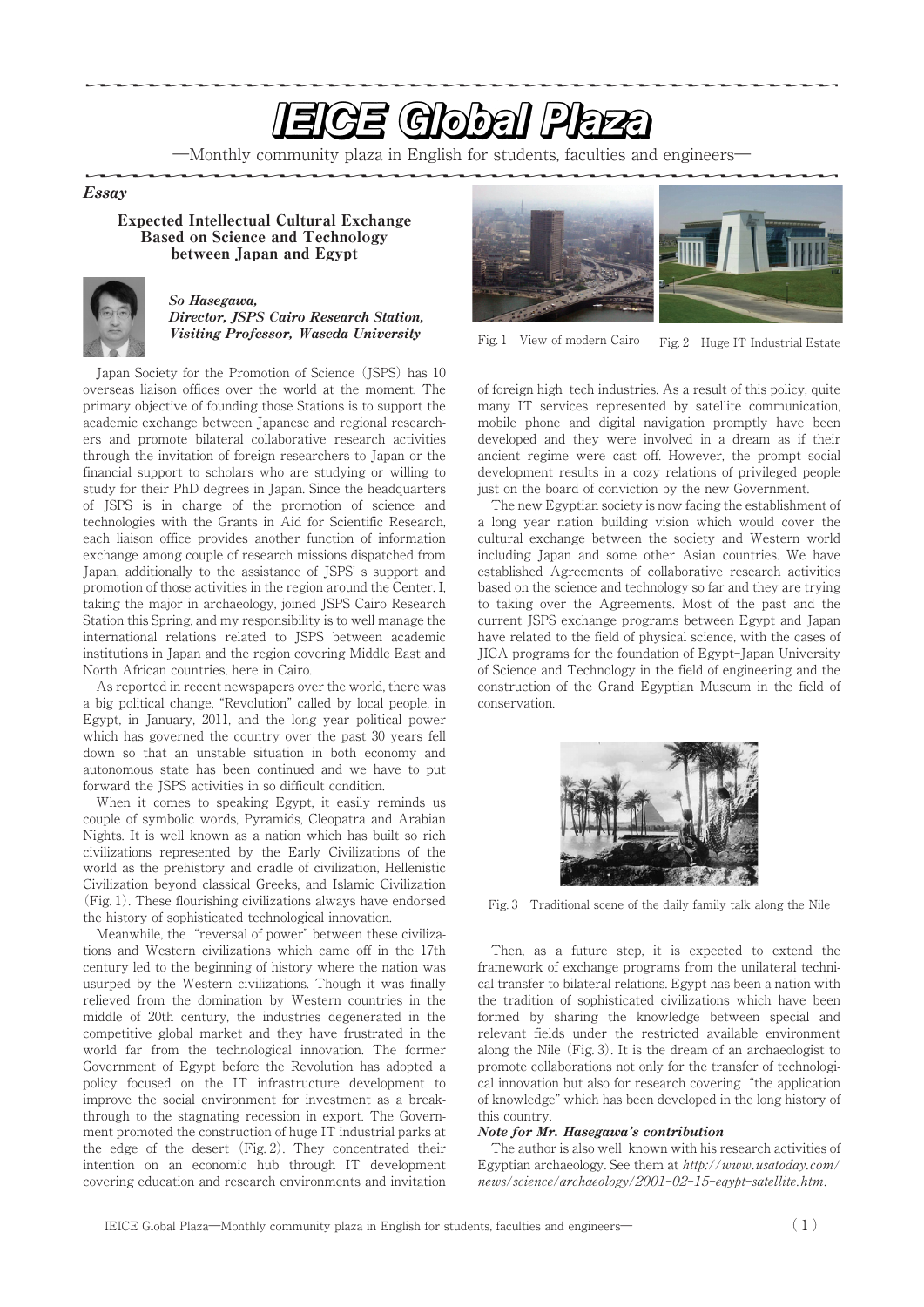# IEICE Global Plaza

—Monthly community plaza in English for students, faculties and engineers—

***Essay***

## Expected Intellectual Cultural Exchange Based on Science and Technology between Japan and Egypt

***So Hasegawa,***
***Director, JSPS Cairo Research Station,***
***Visiting Professor, Waseda University***

Japan Society for the Promotion of Science (JSPS) has 10 overseas liaison offices over the world at the moment. The primary objective of founding those Stations is to support the academic exchange between Japanese and regional researchers and promote bilateral collaborative research activities through the invitation of foreign researchers to Japan or the financial support to scholars who are studying or willing to study for their PhD degrees in Japan. Since the headquarters of JSPS is in charge of the promotion of science and technologies with the Grants in Aid for Scientific Research, each liaison office provides another function of information exchange among couple of research missions dispatched from Japan, additionally to the assistance of JSPS' s support and promotion of those activities in the region around the Center. I, taking the major in archaeology, joined JSPS Cairo Research Station this Spring, and my responsibility is to well manage the international relations related to JSPS between academic institutions in Japan and the region covering Middle East and North African countries, here in Cairo.

As reported in recent newspapers over the world, there was a big political change, "Revolution" called by local people, in Egypt, in January, 2011, and the long year political power which has governed the country over the past 30 years fell down so that an unstable situation in both economy and autonomous state has been continued and we have to put forward the JSPS activities in so difficult condition.

When it comes to speaking Egypt, it easily reminds us couple of symbolic words, Pyramids, Cleopatra and Arabian Nights. It is well known as a nation which has built so rich civilizations represented by the Early Civilizations of the world as the prehistory and cradle of civilization, Hellenistic Civilization beyond classical Greeks, and Islamic Civilization (Fig. 1). These flourishing civilizations always have endorsed the history of sophisticated technological innovation.

Meanwhile, the "reversal of power" between these civilizations and Western civilizations which came off in the 17th century led to the beginning of history where the nation was usurped by the Western civilizations. Though it was finally relieved from the domination by Western countries in the middle of 20th century, the industries degenerated in the competitive global market and they have frustrated in the world far from the technological innovation. The former Government of Egypt before the Revolution has adopted a policy focused on the IT infrastructure development to improve the social environment for investment as a breakthrough to the stagnating recession in export. The Government promoted the construction of huge IT industrial parks at the edge of the desert (Fig. 2). They concentrated their intention on an economic hub through IT development covering education and research environments and invitation of foreign high-tech industries. As a result of this policy, quite many IT services represented by satellite communication, mobile phone and digital navigation promptly have been developed and they were involved in a dream as if their ancient regime were cast off. However, the prompt social development results in a cozy relations of privileged people just on the board of conviction by the new Government.

Fig. 1 View of modern Cairo

Fig. 2 Huge IT Industrial Estate

The new Egyptian society is now facing the establishment of a long year nation building vision which would cover the cultural exchange between the society and Western world including Japan and some other Asian countries. We have established Agreements of collaborative research activities based on the science and technology so far and they are trying to taking over the Agreements. Most of the past and the current JSPS exchange programs between Egypt and Japan have related to the field of physical science, with the cases of JICA programs for the foundation of Egypt-Japan University of Science and Technology in the field of engineering and the construction of the Grand Egyptian Museum in the field of conservation.

Fig. 3 Traditional scene of the daily family talk along the Nile

Then, as a future step, it is expected to extend the framework of exchange programs from the unilateral technical transfer to bilateral relations. Egypt has been a nation with the tradition of sophisticated civilizations which have been formed by sharing the knowledge between special and relevant fields under the restricted available environment along the Nile (Fig. 3). It is the dream of an archaeologist to promote collaborations not only for the transfer of technological innovation but also for research covering "the application of knowledge" which has been developed in the long history of this country.

***Note for Mr. Hasegawa's contribution***

The author is also well-known with his research activities of Egyptian archaeology. See them at *http://www.usatoday.com/news/science/archaeology/2001-02-15-egypt-satellite.htm.*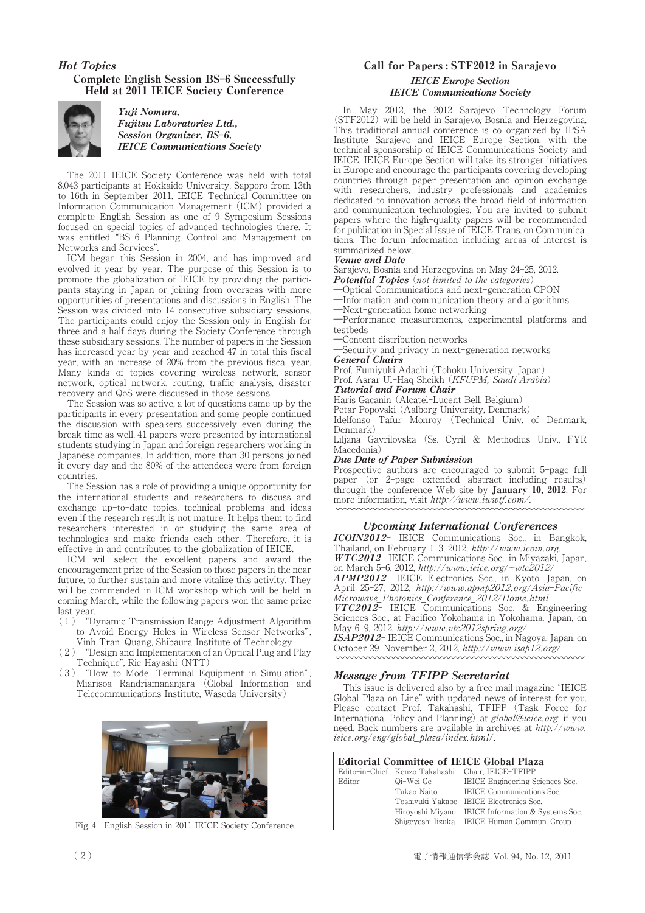## *Hot Topics*

### Complete English Session BS-6 Successfully Held at 2011 IEICE Society Conference

*Yuji Nomura,*
*Fujitsu Laboratories Ltd.,*
*Session Organizer, BS-6,*
*IEICE Communications Society*

The 2011 IEICE Society Conference was held with total 8,043 participants at Hokkaido University, Sapporo from 13th to 16th in September 2011. IEICE Technical Committee on Information Communication Management (ICM) provided a complete English Session as one of 9 Symposium Sessions focused on special topics of advanced technologies there. It was entitled "BS-6 Planning, Control and Management on Networks and Services".

ICM began this Session in 2004, and has improved and evolved it year by year. The purpose of this Session is to promote the globalization of IEICE by providing the participants staying in Japan or joining from overseas with more opportunities of presentations and discussions in English. The Session was divided into 14 consecutive subsidiary sessions. The participants could enjoy the Session only in English for three and a half days during the Society Conference through these subsidiary sessions. The number of papers in the Session has increased year by year and reached 47 in total this fiscal year, with an increase of 20% from the previous fiscal year. Many kinds of topics covering wireless network, sensor network, optical network, routing, traffic analysis, disaster recovery and QoS were discussed in those sessions.

The Session was so active, a lot of questions came up by the participants in every presentation and some people continued the discussion with speakers successively even during the break time as well. 41 papers were presented by international students studying in Japan and foreign researchers working in Japanese companies. In addition, more than 30 persons joined it every day and the 80% of the attendees were from foreign countries.

The Session has a role of providing a unique opportunity for the international students and researchers to discuss and exchange up-to-date topics, technical problems and ideas even if the research result is not mature. It helps them to find researchers interested in or studying the same area of technologies and make friends each other. Therefore, it is effective in and contributes to the globalization of IEICE.

ICM will select the excellent papers and award the encouragement prize of the Session to those papers in the near future, to further sustain and more vitalize this activity. They will be commended in ICM workshop which will be held in coming March, while the following papers won the same prize last year.

(1) "Dynamic Transmission Range Adjustment Algorithm to Avoid Energy Holes in Wireless Sensor Networks", Vinh Tran-Quang, Shibaura Institute of Technology
(2) "Design and Implementation of an Optical Plug and Play Technique", Rie Hayashi (NTT)
(3) "How to Model Terminal Equipment in Simulation", Miarisoa Randriamananjara (Global Information and Telecommunications Institute, Waseda University)

Fig. 4 English Session in 2011 IEICE Society Conference

## Call for Papers: STF2012 in Sarajevo

*IEICE Europe Section*
*IEICE Communications Society*

In May 2012, the 2012 Sarajevo Technology Forum (STF2012) will be held in Sarajevo, Bosnia and Herzegovina. This traditional annual conference is co-organized by IPSA Institute Sarajevo and IEICE Europe Section, with the technical sponsorship of IEICE Communications Society and IEICE. IEICE Europe Section will take its stronger initiatives in Europe and encourage the participants covering developing countries through paper presentation and opinion exchange with researchers, industry professionals and academics dedicated to innovation across the broad field of information and communication technologies. You are invited to submit papers where the high-quality papers will be recommended for publication in Special Issue of IEICE Trans. on Communications. The forum information including areas of interest is summarized below.

***Venue and Date***
Sarajevo, Bosnia and Herzegovina on May 24-25, 2012.

***Potential Topics*** (*not limited to the categories*)
—Optical Communications and next-generation GPON
—Information and communication theory and algorithms
—Next-generation home networking
—Performance measurements, experimental platforms and testbeds
—Content distribution networks
—Security and privacy in next-generation networks

***General Chairs***
Prof. Fumiyuki Adachi (Tohoku University, Japan)
Prof. Asrar Ul-Haq Sheikh (*KFUPM, Saudi Arabia*)

***Tutorial and Forum Chair***
Haris Gacanin (Alcatel-Lucent Bell, Belgium)
Petar Popovski (Aalborg University, Denmark)
Idelfonso Tafur Monroy (Technical Univ. of Denmark, Denmark)
Liljana Gavrilovska (Ss. Cyril & Methodius Univ., FYR Macedonia)

***Due Date of Paper Submission***
Prospective authors are encouraged to submit 5-page full paper (or 2-page extended abstract including results) through the conference Web site by **January 10, 2012**. For more information, visit *http://www.iwwtf.com/*.

## *Upcoming International Conferences*

***ICOIN2012***– IEICE Communications Soc., in Bangkok, Thailand, on February 1-3, 2012, *http://www.icoin.org.*
***WTC2012***– IEICE Communications Soc., in Miyazaki, Japan, on March 5-6, 2012, *http://www.ieice.org/~wtc2012/*
***APMP2012***– IEICE Electronics Soc., in Kyoto, Japan, on April 25-27, 2012, *http://www.apmp2012.org/Asia-Pacific_Microwave_Photonics_Conference_2012/Home.html*
***VTC2012***– IEICE Communications Soc. & Engineering Sciences Soc., at Pacifico Yokohama in Yokohama, Japan, on May 6-9, 2012, *http://www.vtc2012spring.org/*
***ISAP2012***– IEICE Communications Soc., in Nagoya, Japan, on October 29-November 2, 2012, *http://www.isap12.org/*

## *Message from TFIPP Secretariat*

This issue is delivered also by a free mail magazine "IEICE Global Plaza on Line" with updated news of interest for you. Please contact Prof. Takahashi, TFIPP (Task Force for International Policy and Planning) at *global@ieice.org*, if you need. Back numbers are available in archives at *http://www.ieice.org/eng/global_plaza/index.html/*.

**Editorial Committee of IEICE Global Plaza**

| | | |
|---|---|---|
| Edito-in-Chief | Kenzo Takahashi | Chair, IEICE-TFIPP |
| Editor | Qi-Wei Ge | IEICE Engineering Sciences Soc. |
| | Takao Naito | IEICE Communications Soc. |
| | Toshiyuki Yakabe | IEICE Electronics Soc. |
| | Hiroyoshi Miyano | IEICE Information & Systems Soc. |
| | Shigeyoshi Iizuka | IEICE Human Commun. Group |